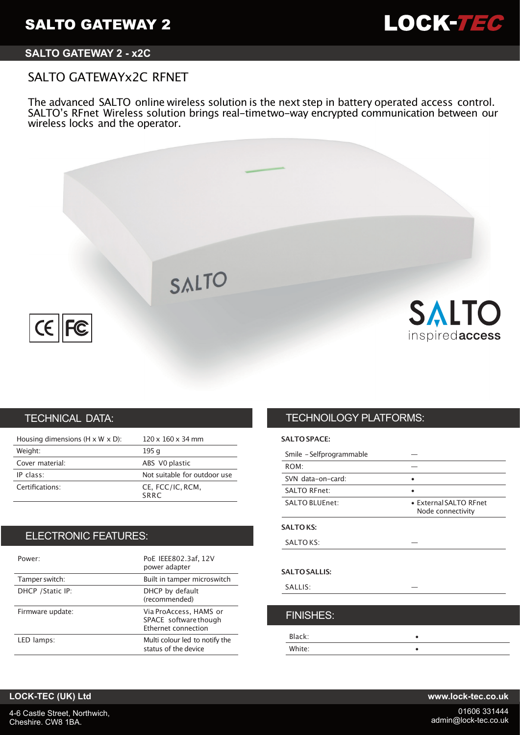# SALTO GATEWAY 2

## SALTO GATEWAY 2 - x2C

### SALTO GATEWAYx2C RFNET

The advanced SALTO online wireless solution is the next step in battery operated access control. SALTO's RFnet Wireless solution brings real-timetwo-way encrypted communication between our wireless locks and the operator.

## TECHNICAL DATA:

| | |
|---|---|
| Housing dimensions (H x W x D): | 120 x 160 x 34 mm |
| Weight: | 195 g |
| Cover material: | ABS V0 plastic |
| IP class: | Not suitable for outdoor use |
| Certifications: | CE, FCC/IC, RCM, SRRC |

## ELECTRONIC FEATURES:

| | |
|---|---|
| Power: | PoE IEEE802.3af, 12V power adapter |
| Tamper switch: | Built in tamper microswitch |
| DHCP /Static IP: | DHCP by default (recommended) |
| Firmware update: | Via ProAccess, HAMS or SPACE software though Ethernet connection |
| LED lamps: | Multi colour led to notify the status of the device |

## TECHNOILOGY PLATFORMS:

**SALTO SPACE:**

| | |
|---|---|
| Smile - Selfprogrammable | — |
| ROM: | — |
| SVN data-on-card: | • |
| SALTO RFnet: | • |
| SALTO BLUEnet: | • External SALTO RFnet Node connectivity |

**SALTO KS:**

| | |
|---|---|
| SALTO KS: | — |

**SALTO SALLIS:**

| | |
|---|---|
| SALLIS: | — |

## FINISHES:

| | |
|---|---|
| Black: | • |
| White: | • |

**LOCK-TEC (UK) Ltd**

4-6 Castle Street, Northwich,
Cheshire. CW8 1BA.

**www.lock-tec.co.uk**

01606 331444
admin@lock-tec.co.uk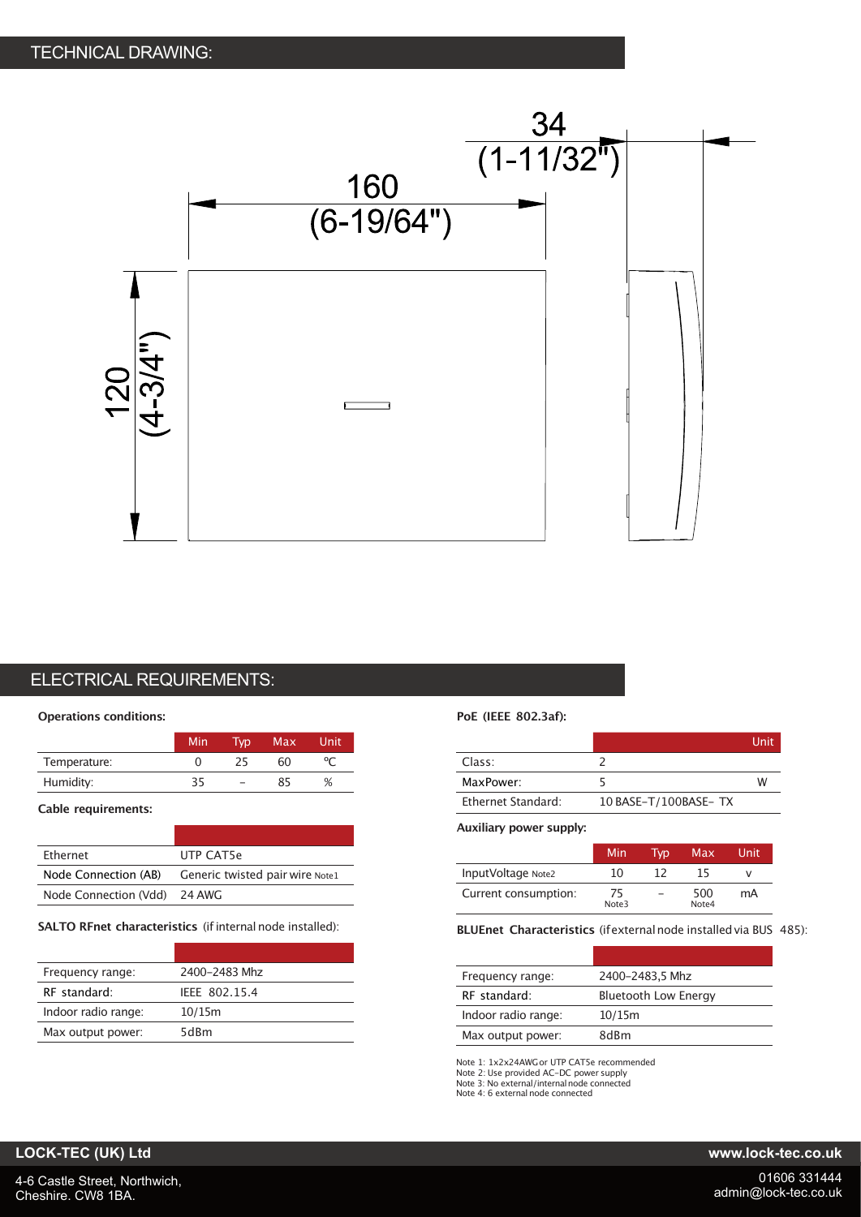## TECHNICAL DRAWING:

34
(1-11/32")
160
(6-19/64")
120
(4-3/4")

## ELECTRICAL REQUIREMENTS:

**Operations conditions:**

| | Min | Typ | Max | Unit |
|---|---|---|---|---|
| Temperature: | 0 | 25 | 60 | ºC |
| Humidity: | 35 | – | 85 | % |

**Cable requirements:**

| | |
|---|---|
| Ethernet | UTP CAT5e |
| Node Connection (AB) | Generic twisted pair wire Note1 |
| Node Connection (Vdd) | 24 AWG |

**SALTO RFnet characteristics** (if internal node installed):

| | |
|---|---|
| Frequency range: | 2400-2483 Mhz |
| RF standard: | IEEE 802.15.4 |
| Indoor radio range: | 10/15m |
| Max output power: | 5dBm |

**PoE (IEEE 802.3af):**

| | | Unit |
|---|---|---|
| Class: | 2 | |
| MaxPower: | 5 | W |
| Ethernet Standard: | 10 BASE-T/100BASE- TX | |

**Auxiliary power supply:**

| | Min | Typ | Max | Unit |
|---|---|---|---|---|
| InputVoltage Note2 | 10 | 12 | 15 | v |
| Current consumption: | 75 Note3 | – | 500 Note4 | mA |

**BLUEnet Characteristics** (if external node installed via BUS 485):

| | |
|---|---|
| Frequency range: | 2400-2483,5 Mhz |
| RF standard: | Bluetooth Low Energy |
| Indoor radio range: | 10/15m |
| Max output power: | 8dBm |

Note 1: 1x2x24AWG or UTP CAT5e recommended
Note 2: Use provided AC-DC power supply
Note 3: No external/internal node connected
Note 4: 6 external node connected

**LOCK-TEC (UK) Ltd**
4-6 Castle Street, Northwich,
Cheshire. CW8 1BA.

www.lock-tec.co.uk
01606 331444
admin@lock-tec.co.uk